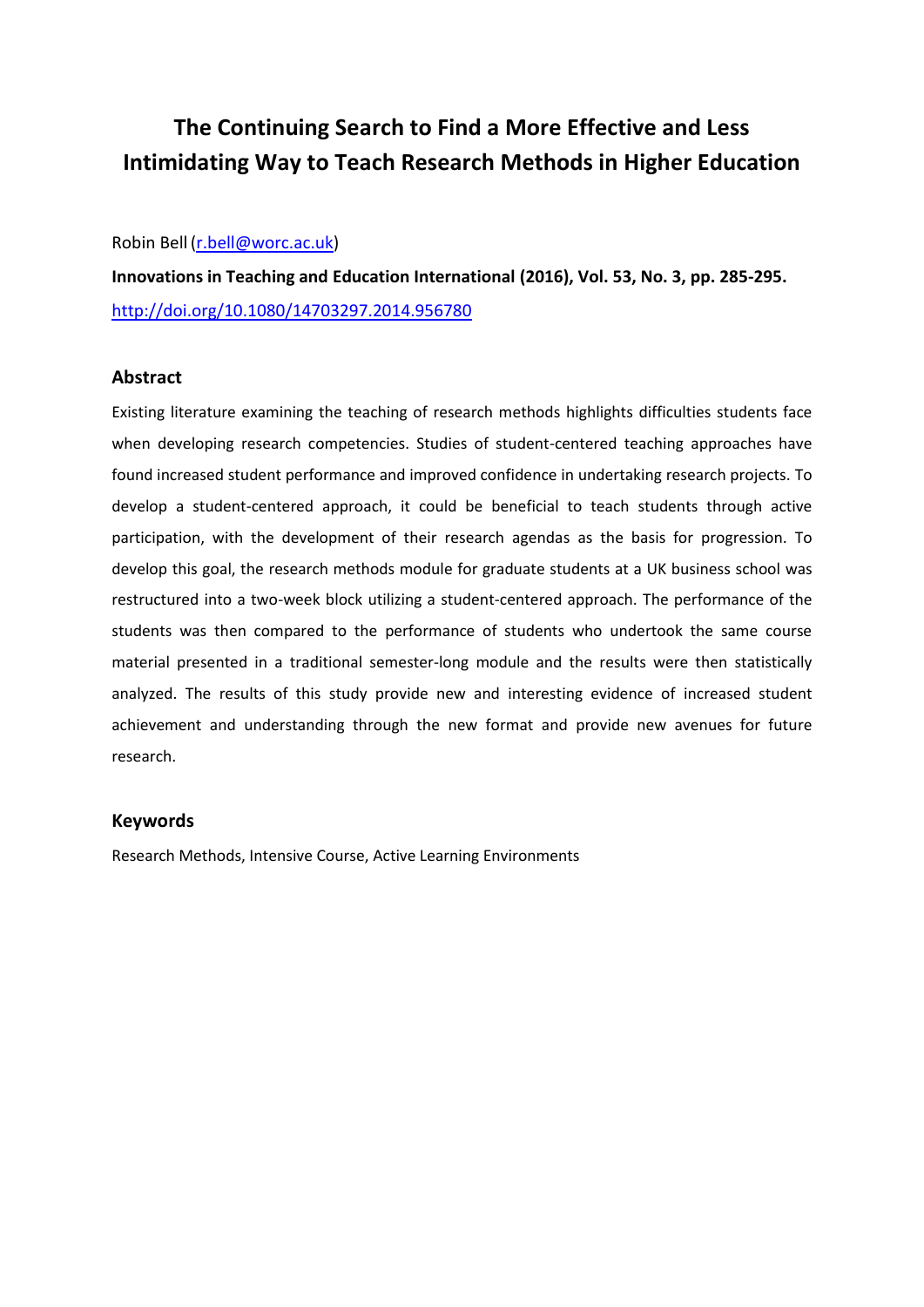# The Continuing Search to Find a More Effective and Less Intimidating Way to Teach Research Methods in Higher Education

Robin Bell (r.bell@worc.ac.uk)

**Innovations in Teaching and Education International (2016), Vol. 53, No. 3, pp. 285-295.**

http://doi.org/10.1080/14703297.2014.956780

## Abstract

Existing literature examining the teaching of research methods highlights difficulties students face when developing research competencies. Studies of student-centered teaching approaches have found increased student performance and improved confidence in undertaking research projects. To develop a student-centered approach, it could be beneficial to teach students through active participation, with the development of their research agendas as the basis for progression. To develop this goal, the research methods module for graduate students at a UK business school was restructured into a two-week block utilizing a student-centered approach. The performance of the students was then compared to the performance of students who undertook the same course material presented in a traditional semester-long module and the results were then statistically analyzed. The results of this study provide new and interesting evidence of increased student achievement and understanding through the new format and provide new avenues for future research.

## Keywords

Research Methods, Intensive Course, Active Learning Environments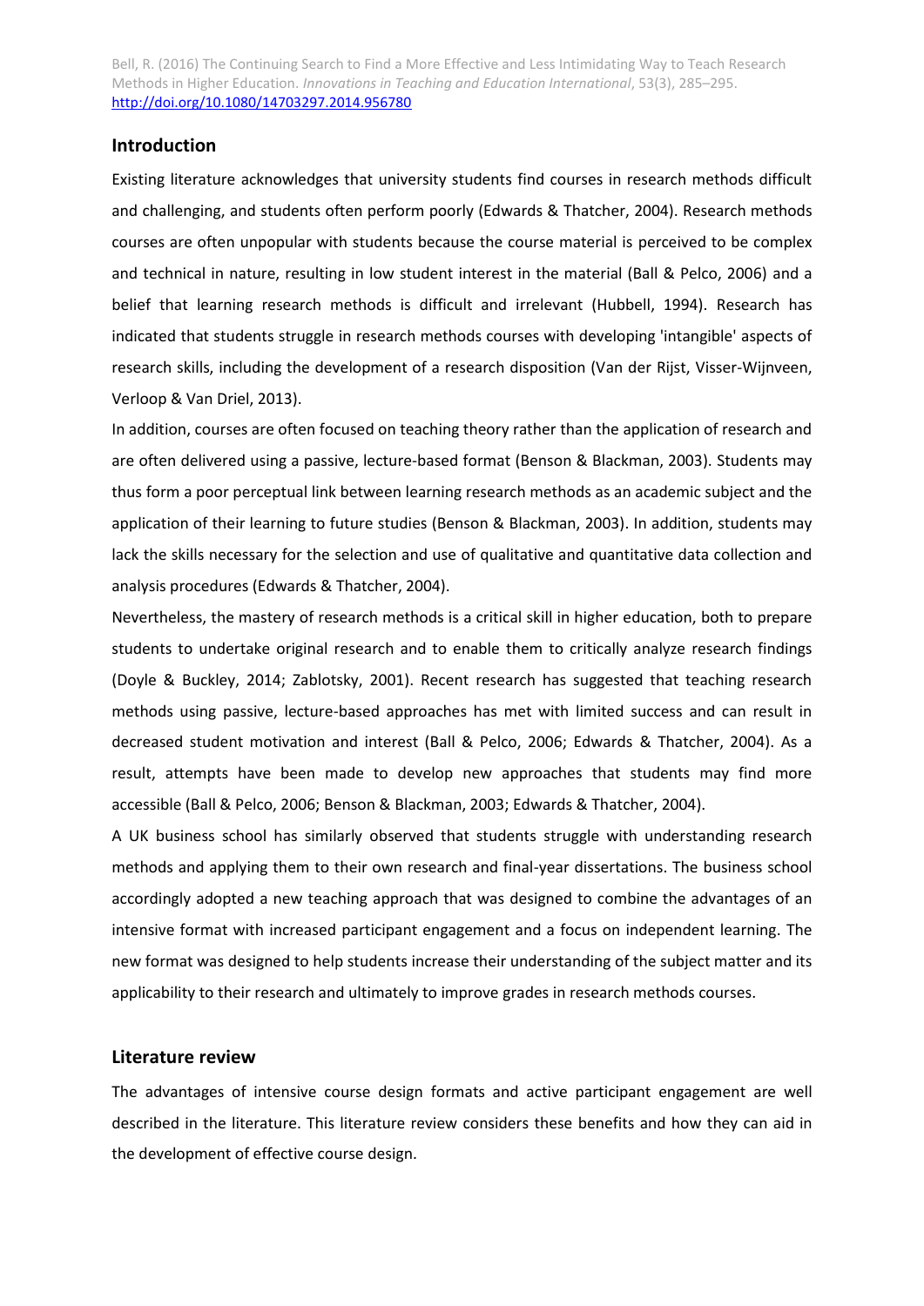## Introduction

Existing literature acknowledges that university students find courses in research methods difficult and challenging, and students often perform poorly (Edwards & Thatcher, 2004). Research methods courses are often unpopular with students because the course material is perceived to be complex and technical in nature, resulting in low student interest in the material (Ball & Pelco, 2006) and a belief that learning research methods is difficult and irrelevant (Hubbell, 1994). Research has indicated that students struggle in research methods courses with developing 'intangible' aspects of research skills, including the development of a research disposition (Van der Rijst, Visser-Wijnveen, Verloop & Van Driel, 2013).

In addition, courses are often focused on teaching theory rather than the application of research and are often delivered using a passive, lecture-based format (Benson & Blackman, 2003). Students may thus form a poor perceptual link between learning research methods as an academic subject and the application of their learning to future studies (Benson & Blackman, 2003). In addition, students may lack the skills necessary for the selection and use of qualitative and quantitative data collection and analysis procedures (Edwards & Thatcher, 2004).

Nevertheless, the mastery of research methods is a critical skill in higher education, both to prepare students to undertake original research and to enable them to critically analyze research findings (Doyle & Buckley, 2014; Zablotsky, 2001). Recent research has suggested that teaching research methods using passive, lecture-based approaches has met with limited success and can result in decreased student motivation and interest (Ball & Pelco, 2006; Edwards & Thatcher, 2004). As a result, attempts have been made to develop new approaches that students may find more accessible (Ball & Pelco, 2006; Benson & Blackman, 2003; Edwards & Thatcher, 2004).

A UK business school has similarly observed that students struggle with understanding research methods and applying them to their own research and final-year dissertations. The business school accordingly adopted a new teaching approach that was designed to combine the advantages of an intensive format with increased participant engagement and a focus on independent learning. The new format was designed to help students increase their understanding of the subject matter and its applicability to their research and ultimately to improve grades in research methods courses.

## Literature review

The advantages of intensive course design formats and active participant engagement are well described in the literature. This literature review considers these benefits and how they can aid in the development of effective course design.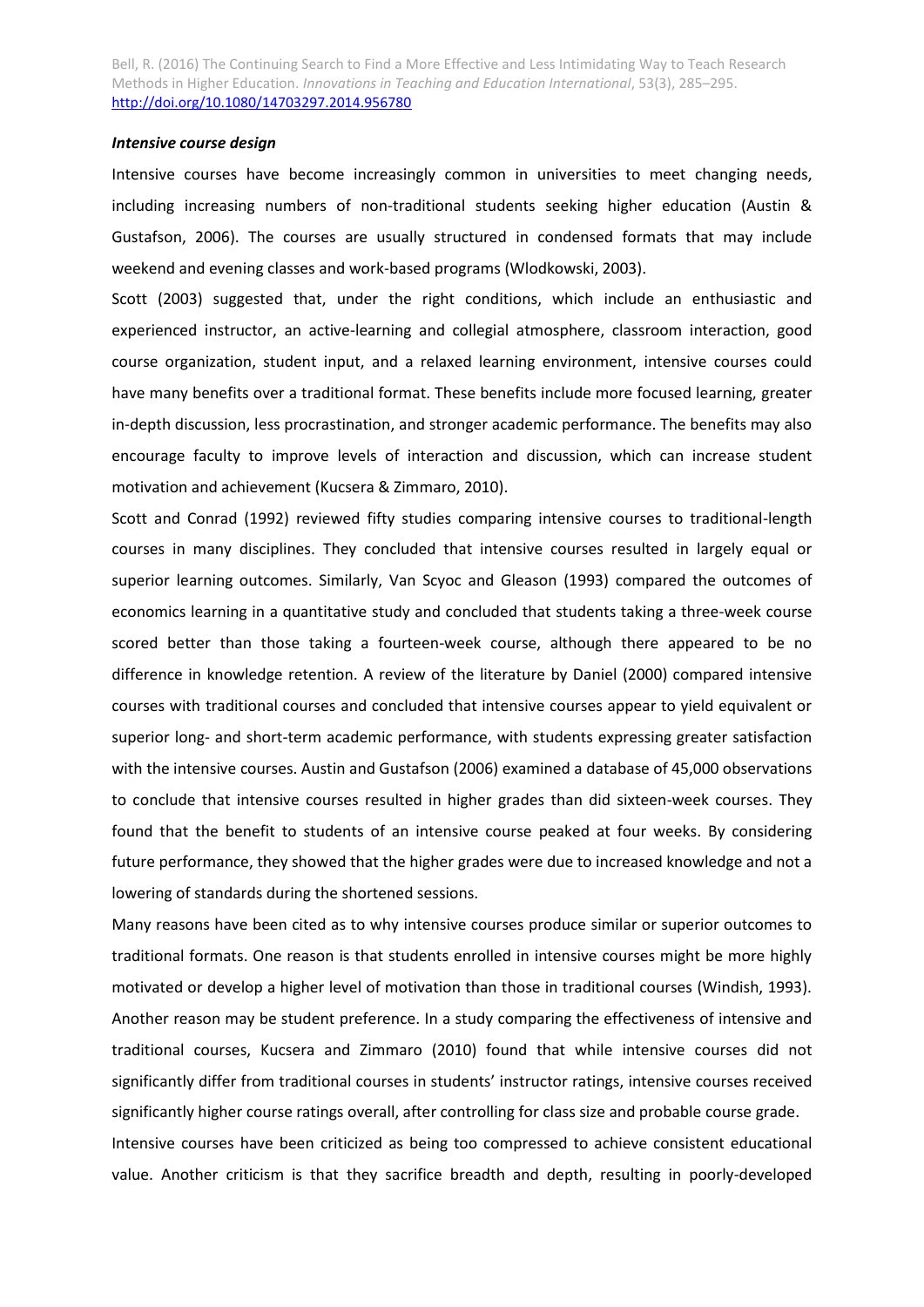### *Intensive course design*

Intensive courses have become increasingly common in universities to meet changing needs, including increasing numbers of non-traditional students seeking higher education (Austin & Gustafson, 2006). The courses are usually structured in condensed formats that may include weekend and evening classes and work-based programs (Wlodkowski, 2003).

Scott (2003) suggested that, under the right conditions, which include an enthusiastic and experienced instructor, an active-learning and collegial atmosphere, classroom interaction, good course organization, student input, and a relaxed learning environment, intensive courses could have many benefits over a traditional format. These benefits include more focused learning, greater in-depth discussion, less procrastination, and stronger academic performance. The benefits may also encourage faculty to improve levels of interaction and discussion, which can increase student motivation and achievement (Kucsera & Zimmaro, 2010).

Scott and Conrad (1992) reviewed fifty studies comparing intensive courses to traditional-length courses in many disciplines. They concluded that intensive courses resulted in largely equal or superior learning outcomes. Similarly, Van Scyoc and Gleason (1993) compared the outcomes of economics learning in a quantitative study and concluded that students taking a three-week course scored better than those taking a fourteen-week course, although there appeared to be no difference in knowledge retention. A review of the literature by Daniel (2000) compared intensive courses with traditional courses and concluded that intensive courses appear to yield equivalent or superior long- and short-term academic performance, with students expressing greater satisfaction with the intensive courses. Austin and Gustafson (2006) examined a database of 45,000 observations to conclude that intensive courses resulted in higher grades than did sixteen-week courses. They found that the benefit to students of an intensive course peaked at four weeks. By considering future performance, they showed that the higher grades were due to increased knowledge and not a lowering of standards during the shortened sessions.

Many reasons have been cited as to why intensive courses produce similar or superior outcomes to traditional formats. One reason is that students enrolled in intensive courses might be more highly motivated or develop a higher level of motivation than those in traditional courses (Windish, 1993). Another reason may be student preference. In a study comparing the effectiveness of intensive and traditional courses, Kucsera and Zimmaro (2010) found that while intensive courses did not significantly differ from traditional courses in students' instructor ratings, intensive courses received significantly higher course ratings overall, after controlling for class size and probable course grade.

Intensive courses have been criticized as being too compressed to achieve consistent educational value. Another criticism is that they sacrifice breadth and depth, resulting in poorly-developed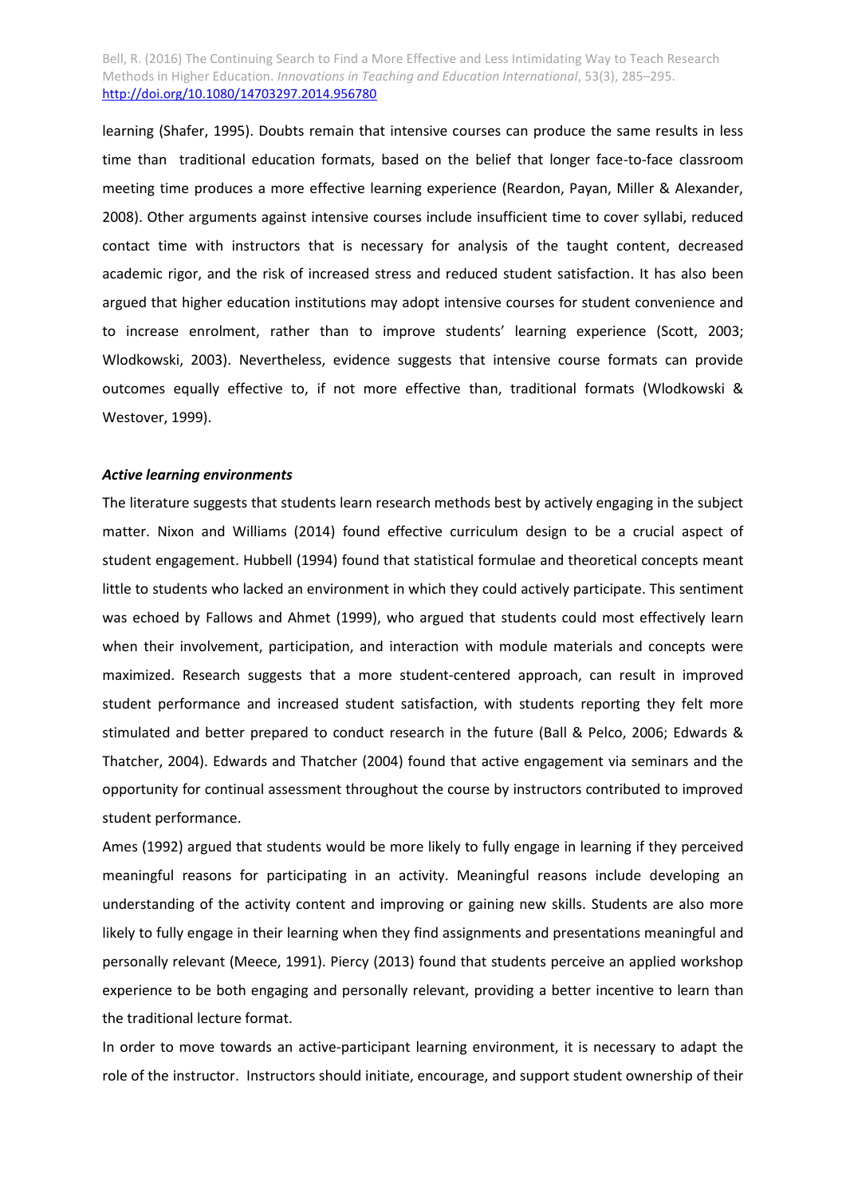learning (Shafer, 1995). Doubts remain that intensive courses can produce the same results in less time than traditional education formats, based on the belief that longer face-to-face classroom meeting time produces a more effective learning experience (Reardon, Payan, Miller & Alexander, 2008). Other arguments against intensive courses include insufficient time to cover syllabi, reduced contact time with instructors that is necessary for analysis of the taught content, decreased academic rigor, and the risk of increased stress and reduced student satisfaction. It has also been argued that higher education institutions may adopt intensive courses for student convenience and to increase enrolment, rather than to improve students' learning experience (Scott, 2003; Wlodkowski, 2003). Nevertheless, evidence suggests that intensive course formats can provide outcomes equally effective to, if not more effective than, traditional formats (Wlodkowski & Westover, 1999).

### *Active learning environments*

The literature suggests that students learn research methods best by actively engaging in the subject matter. Nixon and Williams (2014) found effective curriculum design to be a crucial aspect of student engagement. Hubbell (1994) found that statistical formulae and theoretical concepts meant little to students who lacked an environment in which they could actively participate. This sentiment was echoed by Fallows and Ahmet (1999), who argued that students could most effectively learn when their involvement, participation, and interaction with module materials and concepts were maximized. Research suggests that a more student-centered approach, can result in improved student performance and increased student satisfaction, with students reporting they felt more stimulated and better prepared to conduct research in the future (Ball & Pelco, 2006; Edwards & Thatcher, 2004). Edwards and Thatcher (2004) found that active engagement via seminars and the opportunity for continual assessment throughout the course by instructors contributed to improved student performance.

Ames (1992) argued that students would be more likely to fully engage in learning if they perceived meaningful reasons for participating in an activity. Meaningful reasons include developing an understanding of the activity content and improving or gaining new skills. Students are also more likely to fully engage in their learning when they find assignments and presentations meaningful and personally relevant (Meece, 1991). Piercy (2013) found that students perceive an applied workshop experience to be both engaging and personally relevant, providing a better incentive to learn than the traditional lecture format.

In order to move towards an active-participant learning environment, it is necessary to adapt the role of the instructor. Instructors should initiate, encourage, and support student ownership of their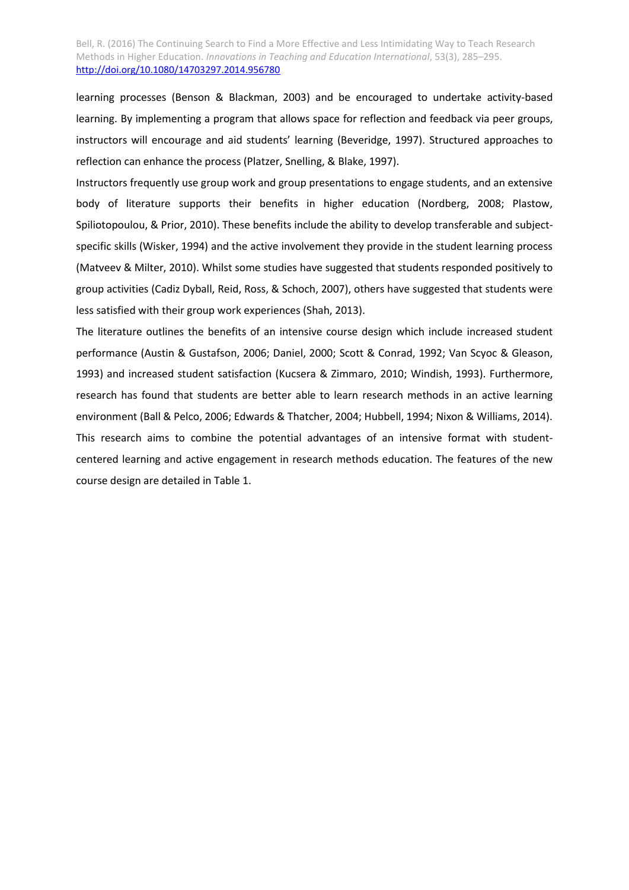learning processes (Benson & Blackman, 2003) and be encouraged to undertake activity-based learning. By implementing a program that allows space for reflection and feedback via peer groups, instructors will encourage and aid students' learning (Beveridge, 1997). Structured approaches to reflection can enhance the process (Platzer, Snelling, & Blake, 1997).

Instructors frequently use group work and group presentations to engage students, and an extensive body of literature supports their benefits in higher education (Nordberg, 2008; Plastow, Spiliotopoulou, & Prior, 2010). These benefits include the ability to develop transferable and subject-specific skills (Wisker, 1994) and the active involvement they provide in the student learning process (Matveev & Milter, 2010). Whilst some studies have suggested that students responded positively to group activities (Cadiz Dyball, Reid, Ross, & Schoch, 2007), others have suggested that students were less satisfied with their group work experiences (Shah, 2013).

The literature outlines the benefits of an intensive course design which include increased student performance (Austin & Gustafson, 2006; Daniel, 2000; Scott & Conrad, 1992; Van Scyoc & Gleason, 1993) and increased student satisfaction (Kucsera & Zimmaro, 2010; Windish, 1993). Furthermore, research has found that students are better able to learn research methods in an active learning environment (Ball & Pelco, 2006; Edwards & Thatcher, 2004; Hubbell, 1994; Nixon & Williams, 2014). This research aims to combine the potential advantages of an intensive format with student-centered learning and active engagement in research methods education. The features of the new course design are detailed in Table 1.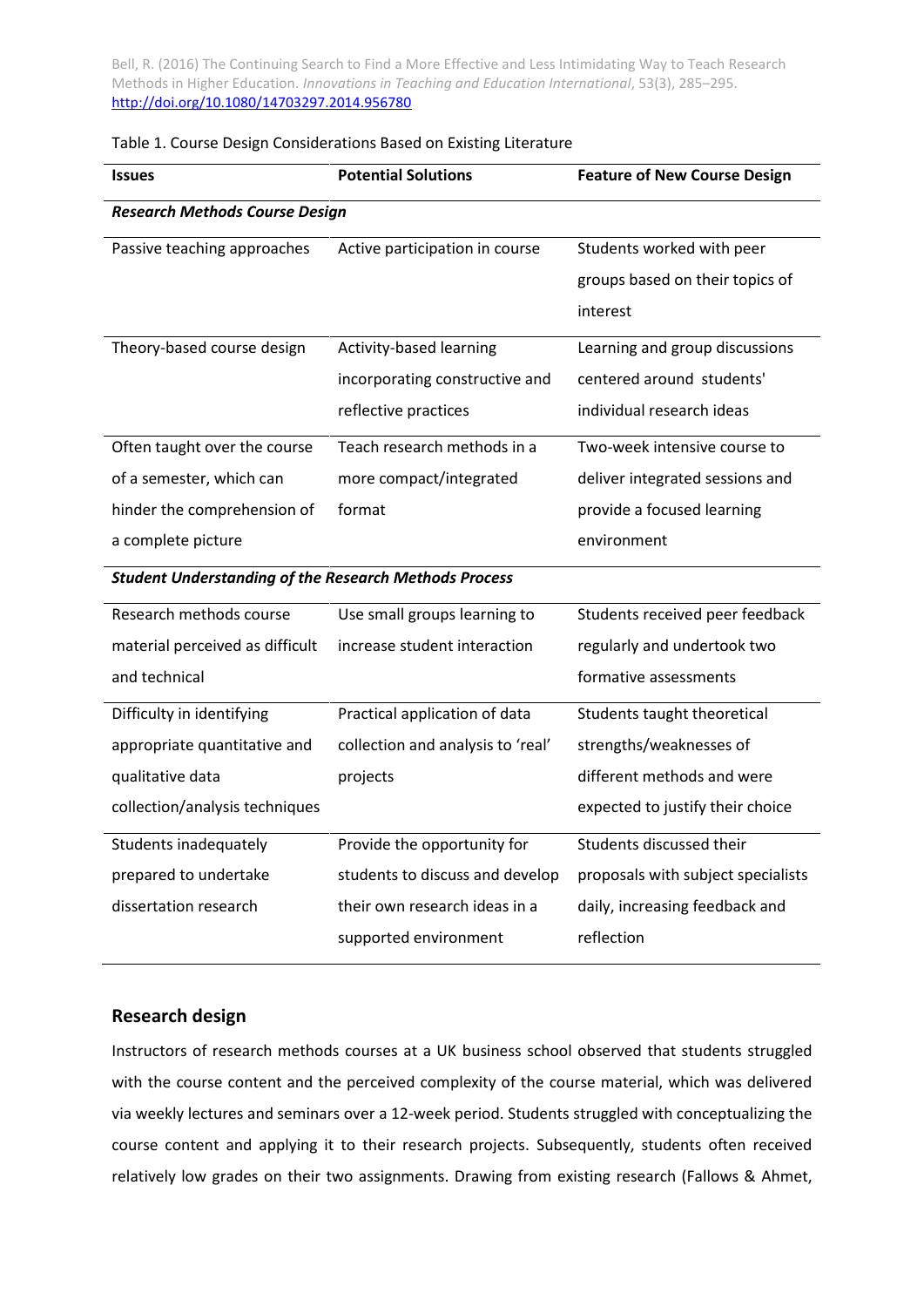Table 1. Course Design Considerations Based on Existing Literature

| Issues | Potential Solutions | Feature of New Course Design |
|---|---|---|
| ***Research Methods Course Design*** | | |
| Passive teaching approaches | Active participation in course | Students worked with peer groups based on their topics of interest |
| Theory-based course design | Activity-based learning incorporating constructive and reflective practices | Learning and group discussions centered around students' individual research ideas |
| Often taught over the course of a semester, which can hinder the comprehension of a complete picture | Teach research methods in a more compact/integrated format | Two-week intensive course to deliver integrated sessions and provide a focused learning environment |
| ***Student Understanding of the Research Methods Process*** | | |
| Research methods course material perceived as difficult and technical | Use small groups learning to increase student interaction | Students received peer feedback regularly and undertook two formative assessments |
| Difficulty in identifying appropriate quantitative and qualitative data collection/analysis techniques | Practical application of data collection and analysis to 'real' projects | Students taught theoretical strengths/weaknesses of different methods and were expected to justify their choice |
| Students inadequately prepared to undertake dissertation research | Provide the opportunity for students to discuss and develop their own research ideas in a supported environment | Students discussed their proposals with subject specialists daily, increasing feedback and reflection |

## Research design

Instructors of research methods courses at a UK business school observed that students struggled with the course content and the perceived complexity of the course material, which was delivered via weekly lectures and seminars over a 12-week period. Students struggled with conceptualizing the course content and applying it to their research projects. Subsequently, students often received relatively low grades on their two assignments. Drawing from existing research (Fallows & Ahmet,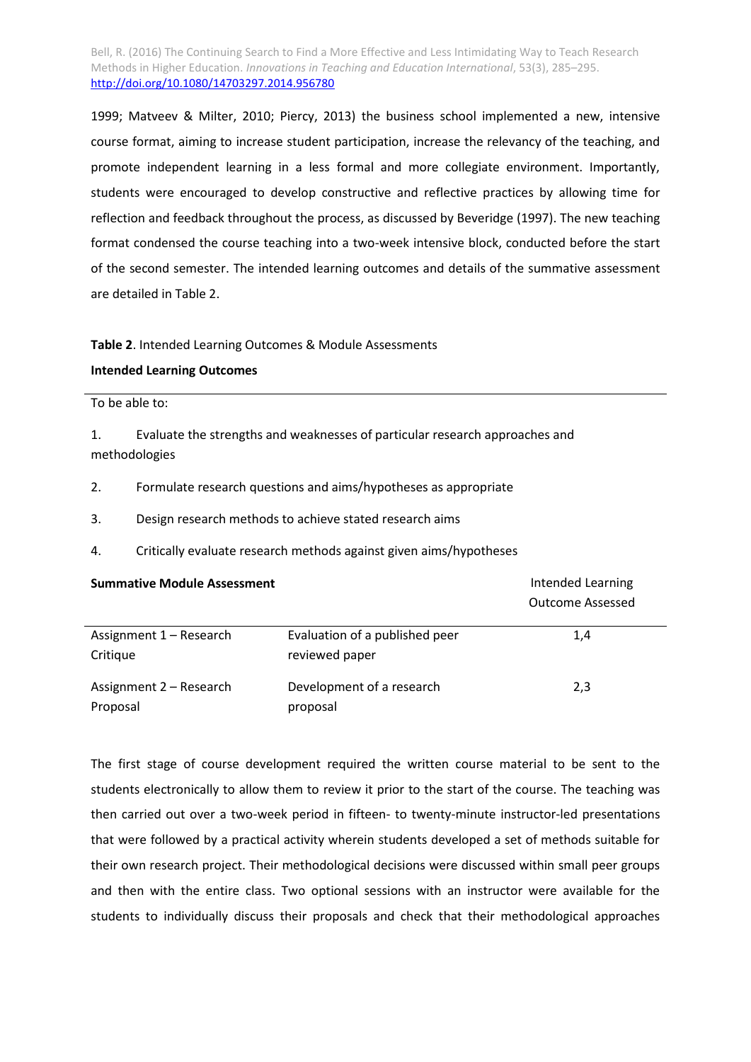1999; Matveev & Milter, 2010; Piercy, 2013) the business school implemented a new, intensive course format, aiming to increase student participation, increase the relevancy of the teaching, and promote independent learning in a less formal and more collegiate environment. Importantly, students were encouraged to develop constructive and reflective practices by allowing time for reflection and feedback throughout the process, as discussed by Beveridge (1997). The new teaching format condensed the course teaching into a two-week intensive block, conducted before the start of the second semester. The intended learning outcomes and details of the summative assessment are detailed in Table 2.

**Table 2**. Intended Learning Outcomes & Module Assessments

**Intended Learning Outcomes**

To be able to:

1. Evaluate the strengths and weaknesses of particular research approaches and methodologies
2. Formulate research questions and aims/hypotheses as appropriate
3. Design research methods to achieve stated research aims
4. Critically evaluate research methods against given aims/hypotheses

| **Summative Module Assessment** | | Intended Learning Outcome Assessed |
|---|---|---|
| Assignment 1 – Research Critique | Evaluation of a published peer reviewed paper | 1,4 |
| Assignment 2 – Research Proposal | Development of a research proposal | 2,3 |

The first stage of course development required the written course material to be sent to the students electronically to allow them to review it prior to the start of the course. The teaching was then carried out over a two-week period in fifteen- to twenty-minute instructor-led presentations that were followed by a practical activity wherein students developed a set of methods suitable for their own research project. Their methodological decisions were discussed within small peer groups and then with the entire class. Two optional sessions with an instructor were available for the students to individually discuss their proposals and check that their methodological approaches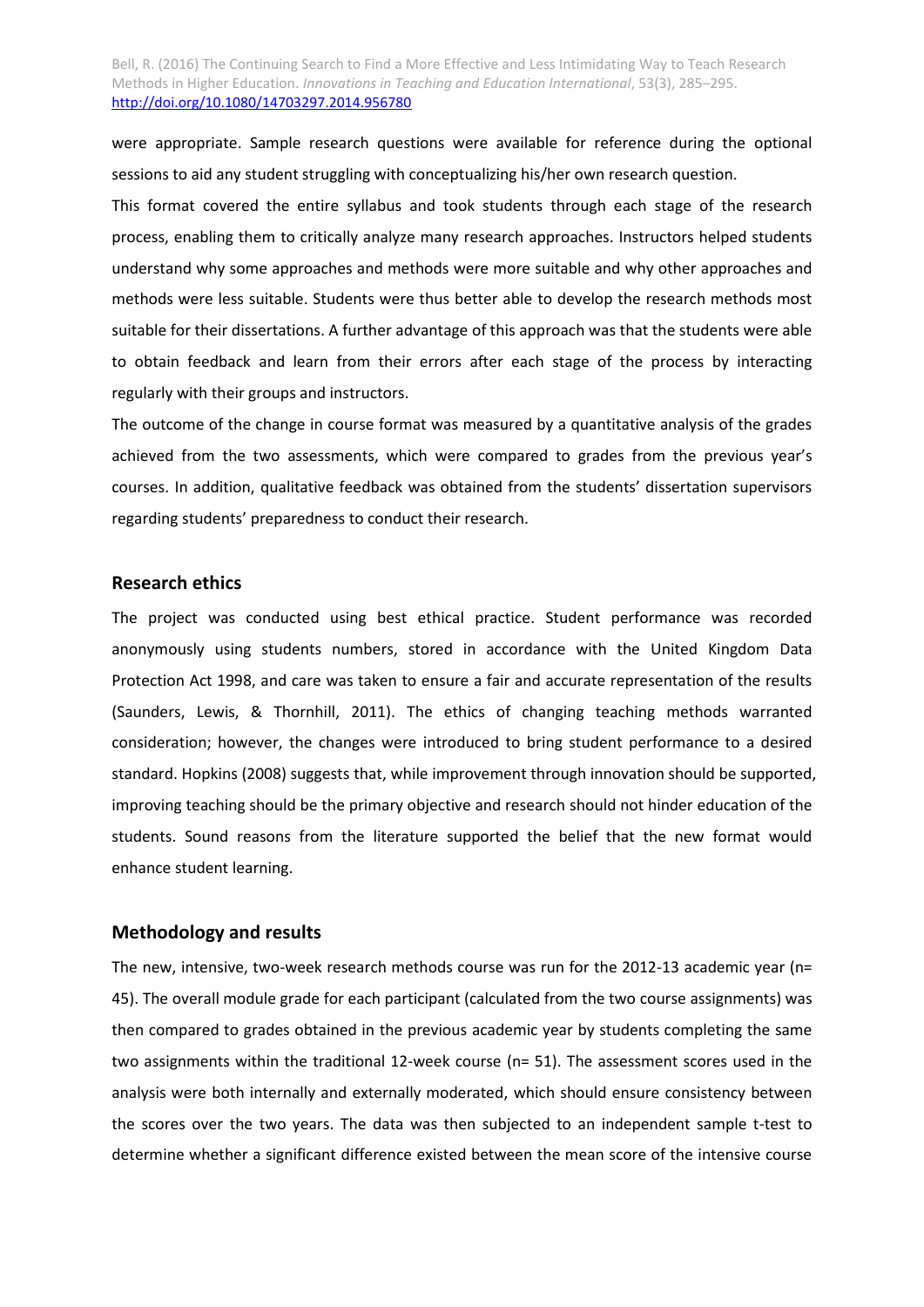were appropriate. Sample research questions were available for reference during the optional sessions to aid any student struggling with conceptualizing his/her own research question.

This format covered the entire syllabus and took students through each stage of the research process, enabling them to critically analyze many research approaches. Instructors helped students understand why some approaches and methods were more suitable and why other approaches and methods were less suitable. Students were thus better able to develop the research methods most suitable for their dissertations. A further advantage of this approach was that the students were able to obtain feedback and learn from their errors after each stage of the process by interacting regularly with their groups and instructors.

The outcome of the change in course format was measured by a quantitative analysis of the grades achieved from the two assessments, which were compared to grades from the previous year's courses. In addition, qualitative feedback was obtained from the students' dissertation supervisors regarding students' preparedness to conduct their research.

## Research ethics

The project was conducted using best ethical practice. Student performance was recorded anonymously using students numbers, stored in accordance with the United Kingdom Data Protection Act 1998, and care was taken to ensure a fair and accurate representation of the results (Saunders, Lewis, & Thornhill, 2011). The ethics of changing teaching methods warranted consideration; however, the changes were introduced to bring student performance to a desired standard. Hopkins (2008) suggests that, while improvement through innovation should be supported, improving teaching should be the primary objective and research should not hinder education of the students. Sound reasons from the literature supported the belief that the new format would enhance student learning.

## Methodology and results

The new, intensive, two-week research methods course was run for the 2012-13 academic year (n= 45). The overall module grade for each participant (calculated from the two course assignments) was then compared to grades obtained in the previous academic year by students completing the same two assignments within the traditional 12-week course (n= 51). The assessment scores used in the analysis were both internally and externally moderated, which should ensure consistency between the scores over the two years. The data was then subjected to an independent sample t-test to determine whether a significant difference existed between the mean score of the intensive course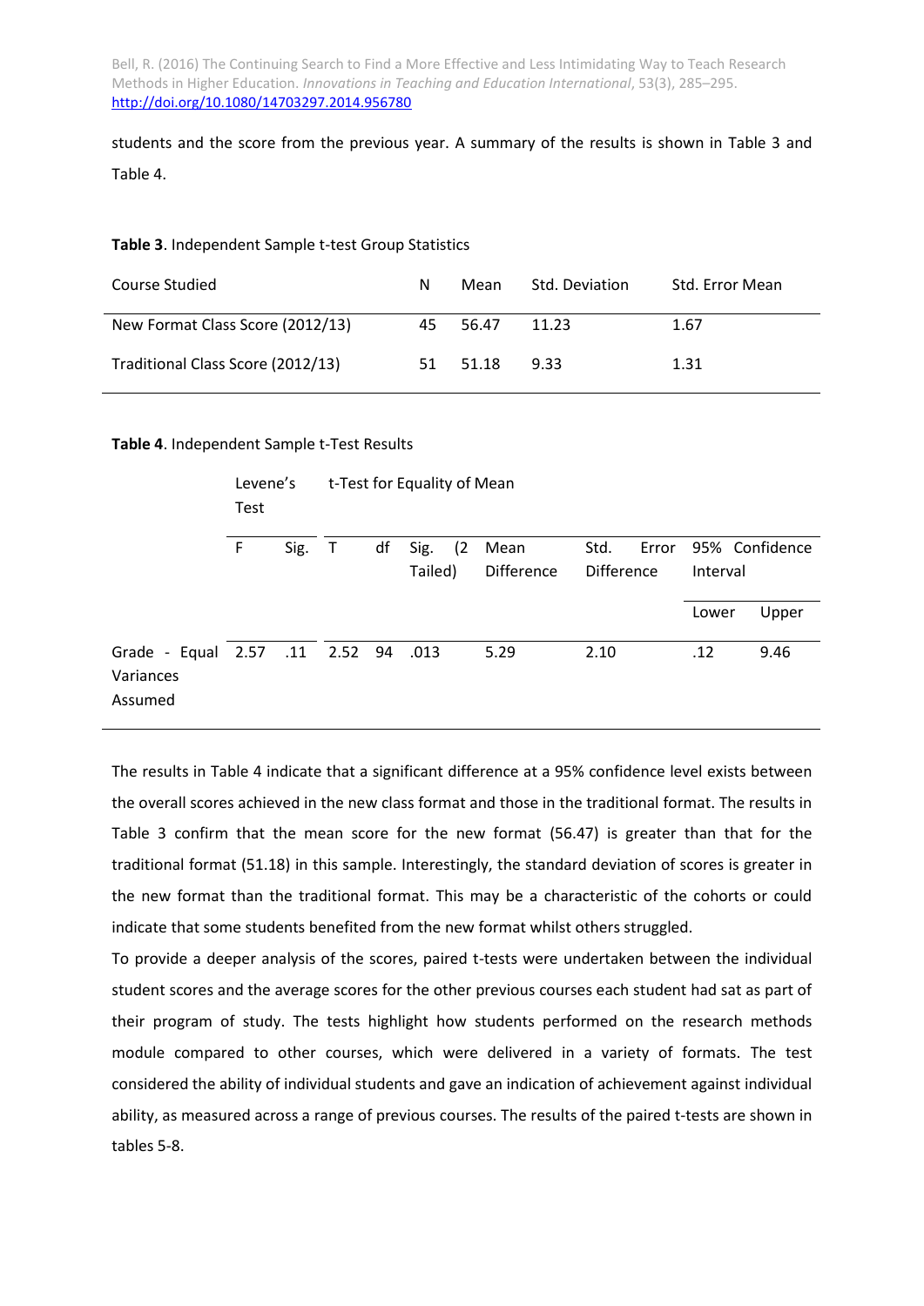students and the score from the previous year. A summary of the results is shown in Table 3 and Table 4.

**Table 3**. Independent Sample t-test Group Statistics

| Course Studied | N | Mean | Std. Deviation | Std. Error Mean |
|---|---|---|---|---|
| New Format Class Score (2012/13) | 45 | 56.47 | 11.23 | 1.67 |
| Traditional Class Score (2012/13) | 51 | 51.18 | 9.33 | 1.31 |

**Table 4**. Independent Sample t-Test Results

| | Levene's Test | | t-Test for Equality of Mean | | | | | | |
|---|---|---|---|---|---|---|---|---|---|
| | F | Sig. | T | df | Sig. (2 Tailed) | Mean Difference | Std. Error Difference | 95% Confidence Interval | |
| | | | | | | | | Lower | Upper |
| Grade - Equal Variances Assumed | 2.57 | .11 | 2.52 | 94 | .013 | 5.29 | 2.10 | .12 | 9.46 |

The results in Table 4 indicate that a significant difference at a 95% confidence level exists between the overall scores achieved in the new class format and those in the traditional format. The results in Table 3 confirm that the mean score for the new format (56.47) is greater than that for the traditional format (51.18) in this sample. Interestingly, the standard deviation of scores is greater in the new format than the traditional format. This may be a characteristic of the cohorts or could indicate that some students benefited from the new format whilst others struggled.

To provide a deeper analysis of the scores, paired t-tests were undertaken between the individual student scores and the average scores for the other previous courses each student had sat as part of their program of study. The tests highlight how students performed on the research methods module compared to other courses, which were delivered in a variety of formats. The test considered the ability of individual students and gave an indication of achievement against individual ability, as measured across a range of previous courses. The results of the paired t-tests are shown in tables 5-8.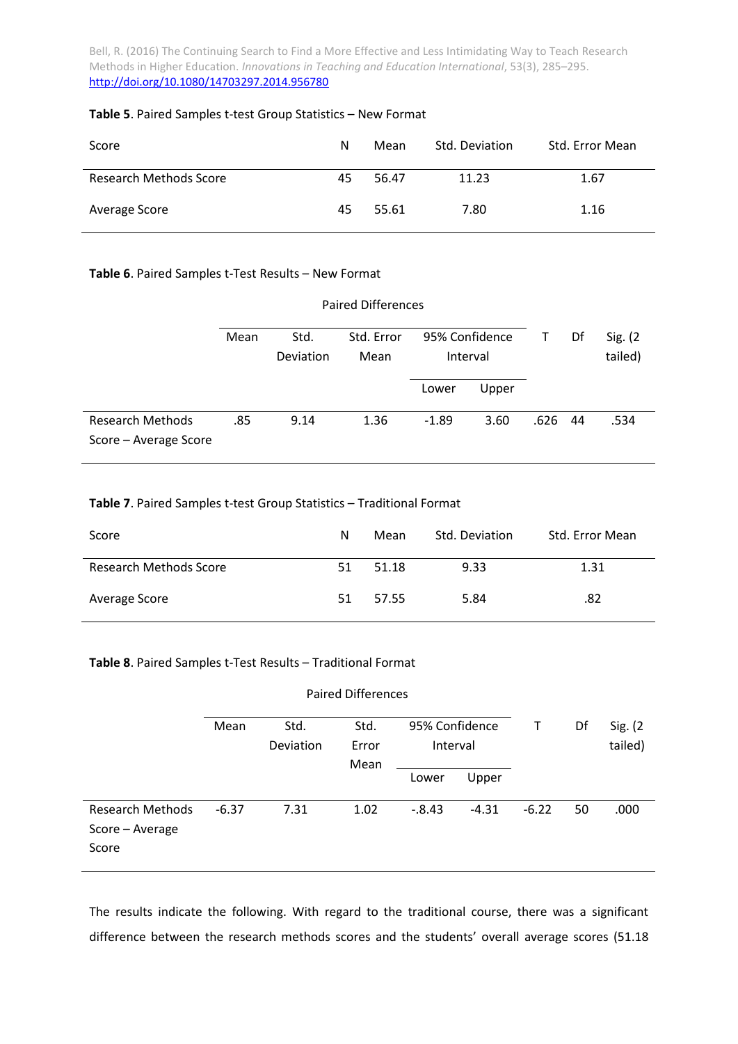**Table 5**. Paired Samples t-test Group Statistics – New Format

| Score | N | Mean | Std. Deviation | Std. Error Mean |
|---|---|---|---|---|
| Research Methods Score | 45 | 56.47 | 11.23 | 1.67 |
| Average Score | 45 | 55.61 | 7.80 | 1.16 |

**Table 6**. Paired Samples t-Test Results – New Format

| | Paired Differences | | | | | T | Df | Sig. (2 tailed) |
|---|---|---|---|---|---|---|---|---|
| | Mean | Std. Deviation | Std. Error Mean | 95% Confidence Interval | | | | |
| | | | | Lower | Upper | | | |
| Research Methods Score – Average Score | .85 | 9.14 | 1.36 | -1.89 | 3.60 | .626 | 44 | .534 |

**Table 7**. Paired Samples t-test Group Statistics – Traditional Format

| Score | N | Mean | Std. Deviation | Std. Error Mean |
|---|---|---|---|---|
| Research Methods Score | 51 | 51.18 | 9.33 | 1.31 |
| Average Score | 51 | 57.55 | 5.84 | .82 |

**Table 8**. Paired Samples t-Test Results – Traditional Format

| | Paired Differences | | | | | T | Df | Sig. (2 tailed) |
|---|---|---|---|---|---|---|---|---|
| | Mean | Std. Deviation | Std. Error Mean | 95% Confidence Interval | | | | |
| | | | | Lower | Upper | | | |
| Research Methods Score – Average Score | -6.37 | 7.31 | 1.02 | -.8.43 | -4.31 | -6.22 | 50 | .000 |

The results indicate the following. With regard to the traditional course, there was a significant difference between the research methods scores and the students' overall average scores (51.18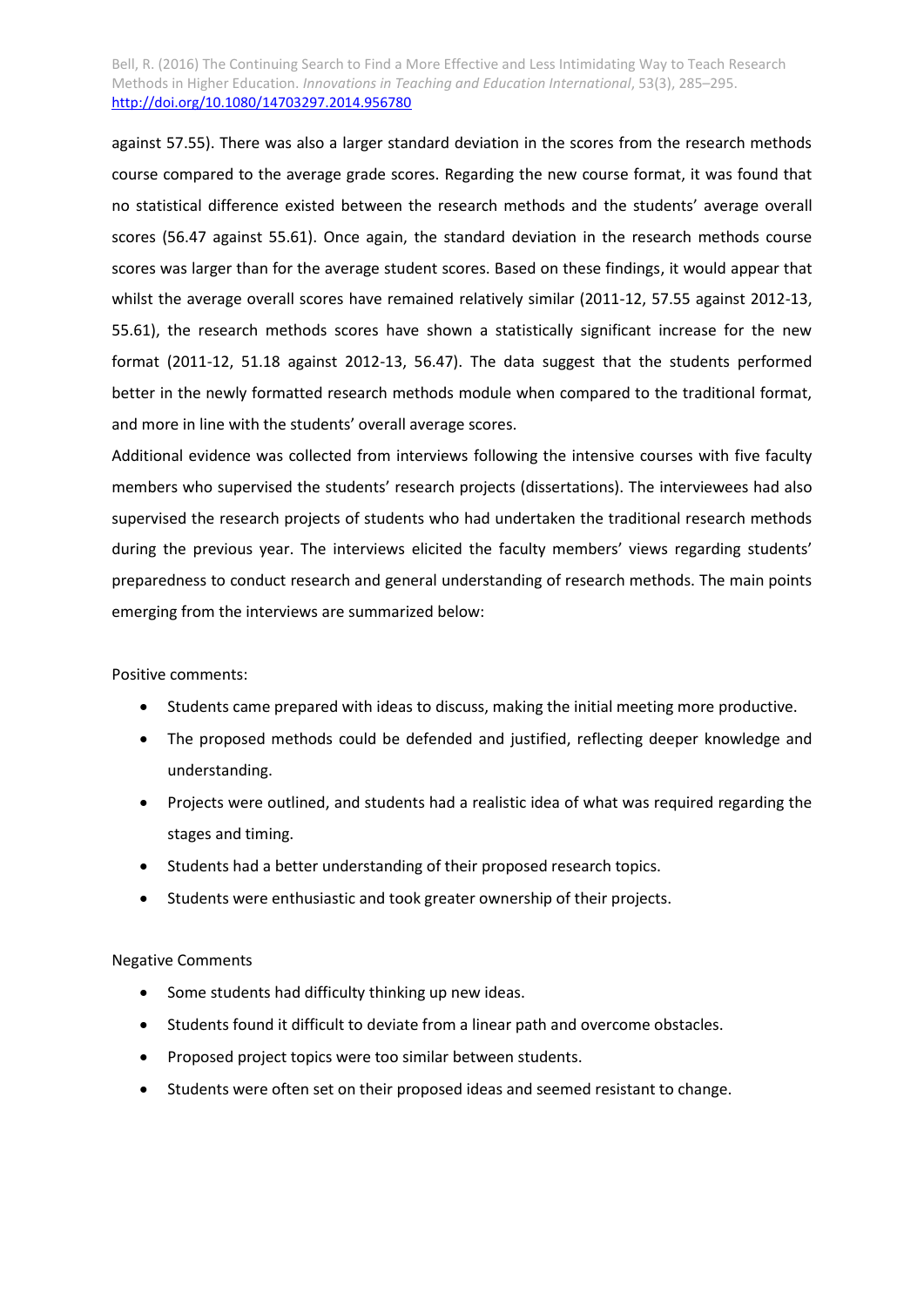against 57.55). There was also a larger standard deviation in the scores from the research methods course compared to the average grade scores. Regarding the new course format, it was found that no statistical difference existed between the research methods and the students' average overall scores (56.47 against 55.61). Once again, the standard deviation in the research methods course scores was larger than for the average student scores. Based on these findings, it would appear that whilst the average overall scores have remained relatively similar (2011-12, 57.55 against 2012-13, 55.61), the research methods scores have shown a statistically significant increase for the new format (2011-12, 51.18 against 2012-13, 56.47). The data suggest that the students performed better in the newly formatted research methods module when compared to the traditional format, and more in line with the students' overall average scores.

Additional evidence was collected from interviews following the intensive courses with five faculty members who supervised the students' research projects (dissertations). The interviewees had also supervised the research projects of students who had undertaken the traditional research methods during the previous year. The interviews elicited the faculty members' views regarding students' preparedness to conduct research and general understanding of research methods. The main points emerging from the interviews are summarized below:

Positive comments:

- Students came prepared with ideas to discuss, making the initial meeting more productive.
- The proposed methods could be defended and justified, reflecting deeper knowledge and understanding.
- Projects were outlined, and students had a realistic idea of what was required regarding the stages and timing.
- Students had a better understanding of their proposed research topics.
- Students were enthusiastic and took greater ownership of their projects.

Negative Comments

- Some students had difficulty thinking up new ideas.
- Students found it difficult to deviate from a linear path and overcome obstacles.
- Proposed project topics were too similar between students.
- Students were often set on their proposed ideas and seemed resistant to change.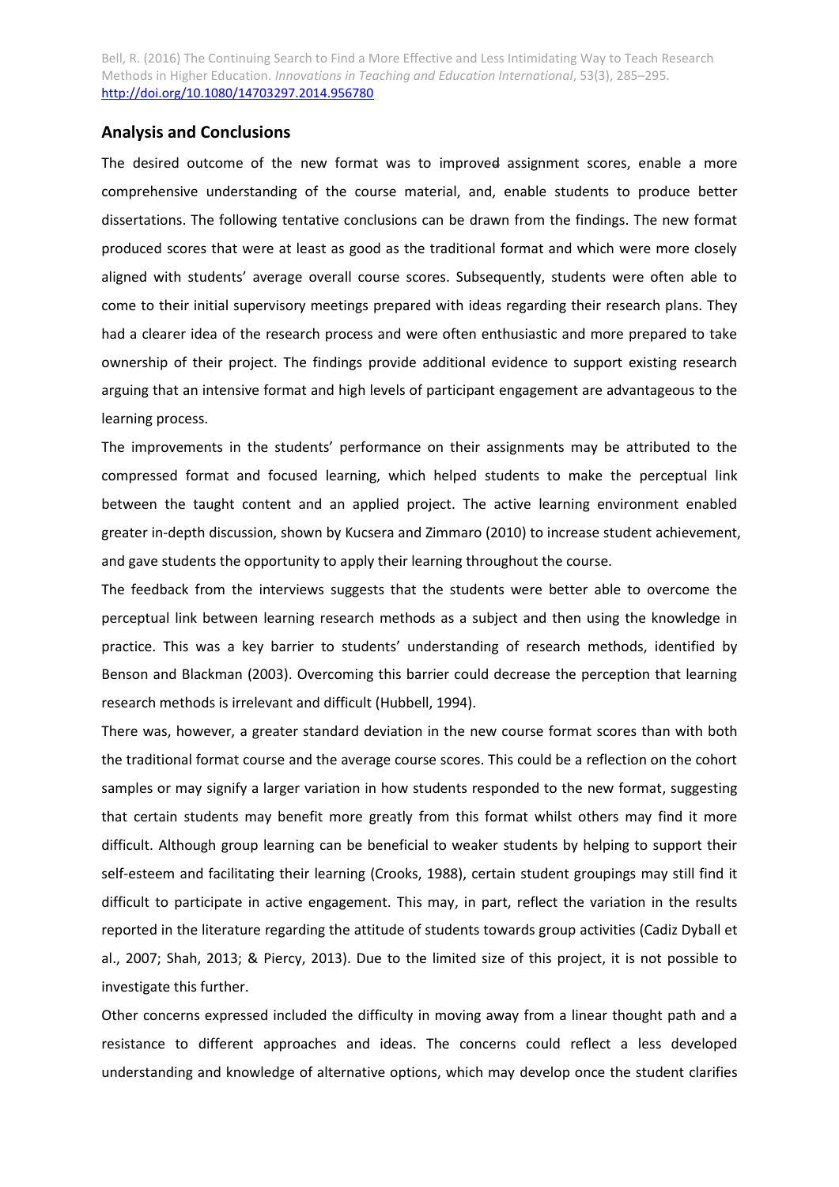## Analysis and Conclusions

The desired outcome of the new format was to improved assignment scores, enable a more comprehensive understanding of the course material, and, enable students to produce better dissertations. The following tentative conclusions can be drawn from the findings. The new format produced scores that were at least as good as the traditional format and which were more closely aligned with students' average overall course scores. Subsequently, students were often able to come to their initial supervisory meetings prepared with ideas regarding their research plans. They had a clearer idea of the research process and were often enthusiastic and more prepared to take ownership of their project. The findings provide additional evidence to support existing research arguing that an intensive format and high levels of participant engagement are advantageous to the learning process.

The improvements in the students' performance on their assignments may be attributed to the compressed format and focused learning, which helped students to make the perceptual link between the taught content and an applied project. The active learning environment enabled greater in-depth discussion, shown by Kucsera and Zimmaro (2010) to increase student achievement, and gave students the opportunity to apply their learning throughout the course.

The feedback from the interviews suggests that the students were better able to overcome the perceptual link between learning research methods as a subject and then using the knowledge in practice. This was a key barrier to students' understanding of research methods, identified by Benson and Blackman (2003). Overcoming this barrier could decrease the perception that learning research methods is irrelevant and difficult (Hubbell, 1994).

There was, however, a greater standard deviation in the new course format scores than with both the traditional format course and the average course scores. This could be a reflection on the cohort samples or may signify a larger variation in how students responded to the new format, suggesting that certain students may benefit more greatly from this format whilst others may find it more difficult. Although group learning can be beneficial to weaker students by helping to support their self-esteem and facilitating their learning (Crooks, 1988), certain student groupings may still find it difficult to participate in active engagement. This may, in part, reflect the variation in the results reported in the literature regarding the attitude of students towards group activities (Cadiz Dyball et al., 2007; Shah, 2013; & Piercy, 2013). Due to the limited size of this project, it is not possible to investigate this further.

Other concerns expressed included the difficulty in moving away from a linear thought path and a resistance to different approaches and ideas. The concerns could reflect a less developed understanding and knowledge of alternative options, which may develop once the student clarifies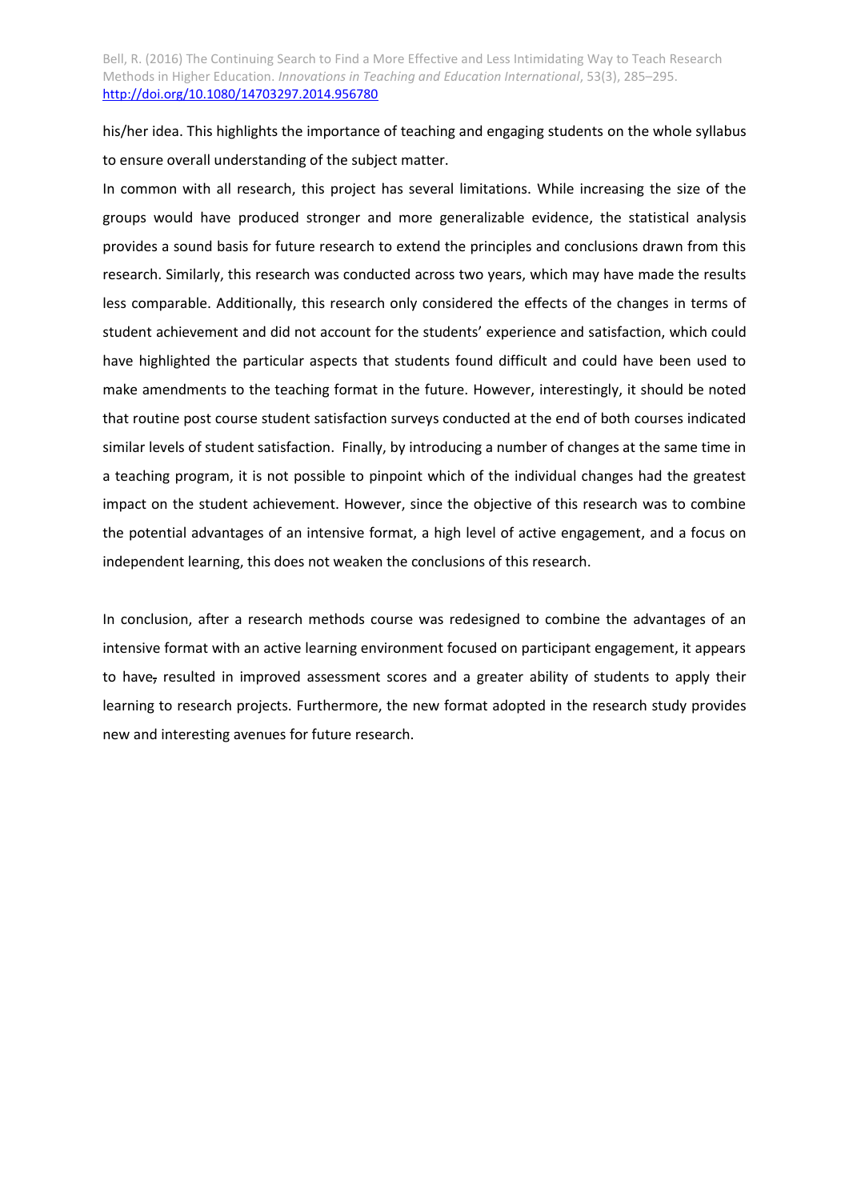his/her idea. This highlights the importance of teaching and engaging students on the whole syllabus to ensure overall understanding of the subject matter.

In common with all research, this project has several limitations. While increasing the size of the groups would have produced stronger and more generalizable evidence, the statistical analysis provides a sound basis for future research to extend the principles and conclusions drawn from this research. Similarly, this research was conducted across two years, which may have made the results less comparable. Additionally, this research only considered the effects of the changes in terms of student achievement and did not account for the students' experience and satisfaction, which could have highlighted the particular aspects that students found difficult and could have been used to make amendments to the teaching format in the future. However, interestingly, it should be noted that routine post course student satisfaction surveys conducted at the end of both courses indicated similar levels of student satisfaction. Finally, by introducing a number of changes at the same time in a teaching program, it is not possible to pinpoint which of the individual changes had the greatest impact on the student achievement. However, since the objective of this research was to combine the potential advantages of an intensive format, a high level of active engagement, and a focus on independent learning, this does not weaken the conclusions of this research.

In conclusion, after a research methods course was redesigned to combine the advantages of an intensive format with an active learning environment focused on participant engagement, it appears to have, resulted in improved assessment scores and a greater ability of students to apply their learning to research projects. Furthermore, the new format adopted in the research study provides new and interesting avenues for future research.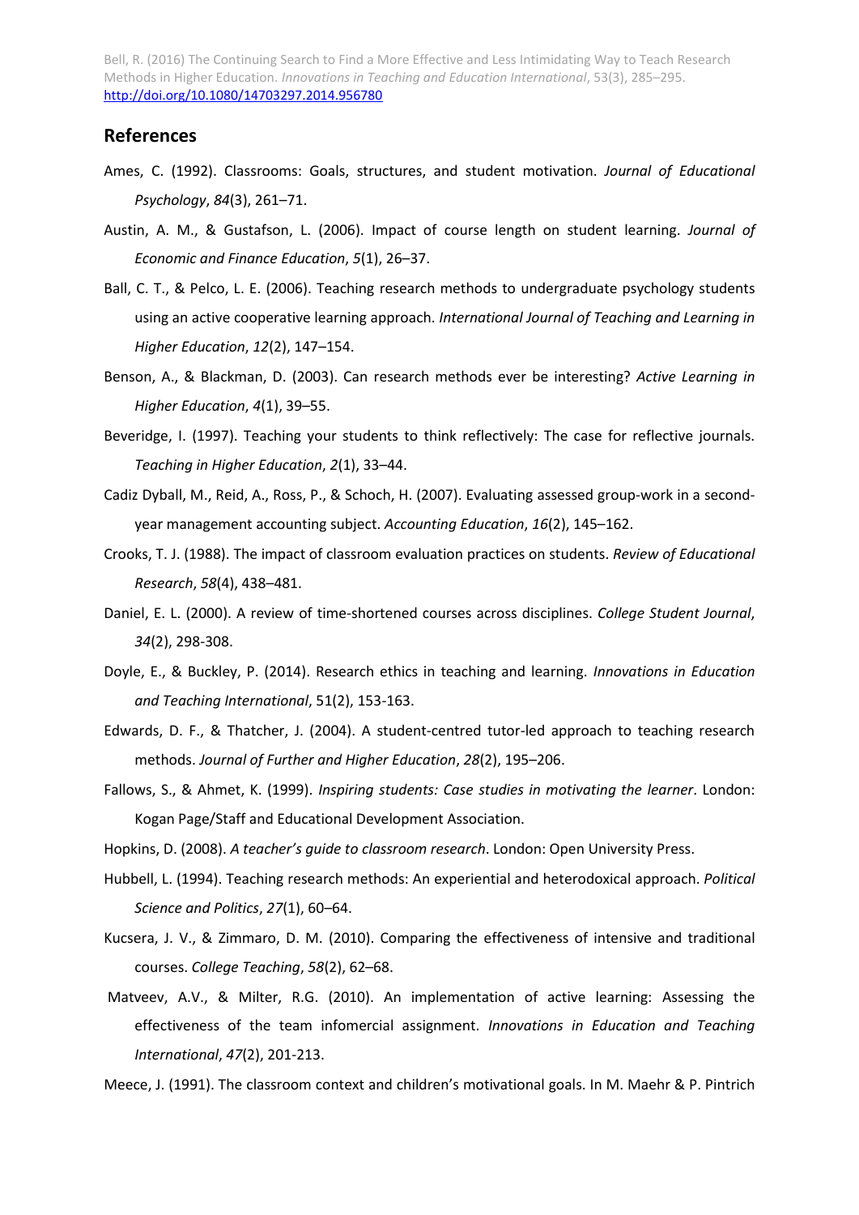## References

Ames, C. (1992). Classrooms: Goals, structures, and student motivation. *Journal of Educational Psychology*, *84*(3), 261–71.

Austin, A. M., & Gustafson, L. (2006). Impact of course length on student learning. *Journal of Economic and Finance Education*, *5*(1), 26–37.

Ball, C. T., & Pelco, L. E. (2006). Teaching research methods to undergraduate psychology students using an active cooperative learning approach. *International Journal of Teaching and Learning in Higher Education*, *12*(2), 147–154.

Benson, A., & Blackman, D. (2003). Can research methods ever be interesting? *Active Learning in Higher Education*, *4*(1), 39–55.

Beveridge, I. (1997). Teaching your students to think reflectively: The case for reflective journals. *Teaching in Higher Education*, *2*(1), 33–44.

Cadiz Dyball, M., Reid, A., Ross, P., & Schoch, H. (2007). Evaluating assessed group-work in a second-year management accounting subject. *Accounting Education*, *16*(2), 145–162.

Crooks, T. J. (1988). The impact of classroom evaluation practices on students. *Review of Educational Research*, *58*(4), 438–481.

Daniel, E. L. (2000). A review of time-shortened courses across disciplines. *College Student Journal*, *34*(2), 298-308.

Doyle, E., & Buckley, P. (2014). Research ethics in teaching and learning. *Innovations in Education and Teaching International*, 51(2), 153-163.

Edwards, D. F., & Thatcher, J. (2004). A student-centred tutor-led approach to teaching research methods. *Journal of Further and Higher Education*, *28*(2), 195–206.

Fallows, S., & Ahmet, K. (1999). *Inspiring students: Case studies in motivating the learner*. London: Kogan Page/Staff and Educational Development Association.

Hopkins, D. (2008). *A teacher's guide to classroom research*. London: Open University Press.

Hubbell, L. (1994). Teaching research methods: An experiential and heterodoxical approach. *Political Science and Politics*, *27*(1), 60–64.

Kucsera, J. V., & Zimmaro, D. M. (2010). Comparing the effectiveness of intensive and traditional courses. *College Teaching*, *58*(2), 62–68.

Matveev, A.V., & Milter, R.G. (2010). An implementation of active learning: Assessing the effectiveness of the team infomercial assignment. *Innovations in Education and Teaching International*, *47*(2), 201-213.

Meece, J. (1991). The classroom context and children's motivational goals. In M. Maehr & P. Pintrich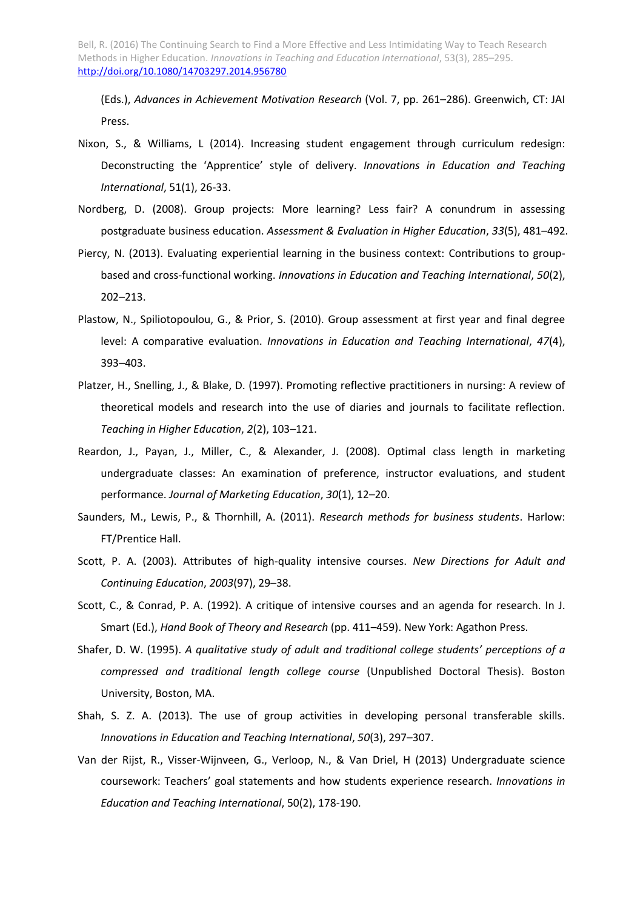(Eds.), *Advances in Achievement Motivation Research* (Vol. 7, pp. 261–286). Greenwich, CT: JAI Press.

Nixon, S., & Williams, L (2014). Increasing student engagement through curriculum redesign: Deconstructing the 'Apprentice' style of delivery. *Innovations in Education and Teaching International*, 51(1), 26-33.

Nordberg, D. (2008). Group projects: More learning? Less fair? A conundrum in assessing postgraduate business education. *Assessment & Evaluation in Higher Education*, *33*(5), 481–492.

Piercy, N. (2013). Evaluating experiential learning in the business context: Contributions to group-based and cross-functional working. *Innovations in Education and Teaching International*, *50*(2), 202–213.

Plastow, N., Spiliotopoulou, G., & Prior, S. (2010). Group assessment at first year and final degree level: A comparative evaluation. *Innovations in Education and Teaching International*, *47*(4), 393–403.

Platzer, H., Snelling, J., & Blake, D. (1997). Promoting reflective practitioners in nursing: A review of theoretical models and research into the use of diaries and journals to facilitate reflection. *Teaching in Higher Education*, *2*(2), 103–121.

Reardon, J., Payan, J., Miller, C., & Alexander, J. (2008). Optimal class length in marketing undergraduate classes: An examination of preference, instructor evaluations, and student performance. *Journal of Marketing Education*, *30*(1), 12–20.

Saunders, M., Lewis, P., & Thornhill, A. (2011). *Research methods for business students*. Harlow: FT/Prentice Hall.

Scott, P. A. (2003). Attributes of high-quality intensive courses. *New Directions for Adult and Continuing Education*, *2003*(97), 29–38.

Scott, C., & Conrad, P. A. (1992). A critique of intensive courses and an agenda for research. In J. Smart (Ed.), *Hand Book of Theory and Research* (pp. 411–459). New York: Agathon Press.

Shafer, D. W. (1995). *A qualitative study of adult and traditional college students' perceptions of a compressed and traditional length college course* (Unpublished Doctoral Thesis). Boston University, Boston, MA.

Shah, S. Z. A. (2013). The use of group activities in developing personal transferable skills. *Innovations in Education and Teaching International*, *50*(3), 297–307.

Van der Rijst, R., Visser-Wijnveen, G., Verloop, N., & Van Driel, H (2013) Undergraduate science coursework: Teachers' goal statements and how students experience research. *Innovations in Education and Teaching International*, 50(2), 178-190.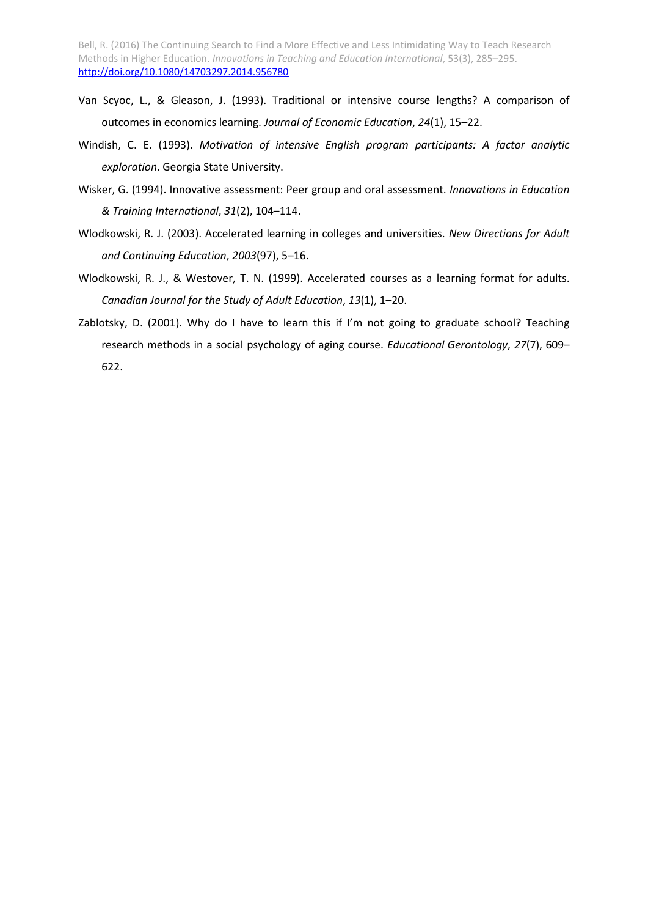Van Scyoc, L., & Gleason, J. (1993). Traditional or intensive course lengths? A comparison of outcomes in economics learning. *Journal of Economic Education*, *24*(1), 15–22.

Windish, C. E. (1993). *Motivation of intensive English program participants: A factor analytic exploration*. Georgia State University.

Wisker, G. (1994). Innovative assessment: Peer group and oral assessment. *Innovations in Education & Training International*, *31*(2), 104–114.

Wlodkowski, R. J. (2003). Accelerated learning in colleges and universities. *New Directions for Adult and Continuing Education*, *2003*(97), 5–16.

Wlodkowski, R. J., & Westover, T. N. (1999). Accelerated courses as a learning format for adults. *Canadian Journal for the Study of Adult Education*, *13*(1), 1–20.

Zablotsky, D. (2001). Why do I have to learn this if I'm not going to graduate school? Teaching research methods in a social psychology of aging course. *Educational Gerontology*, *27*(7), 609–622.